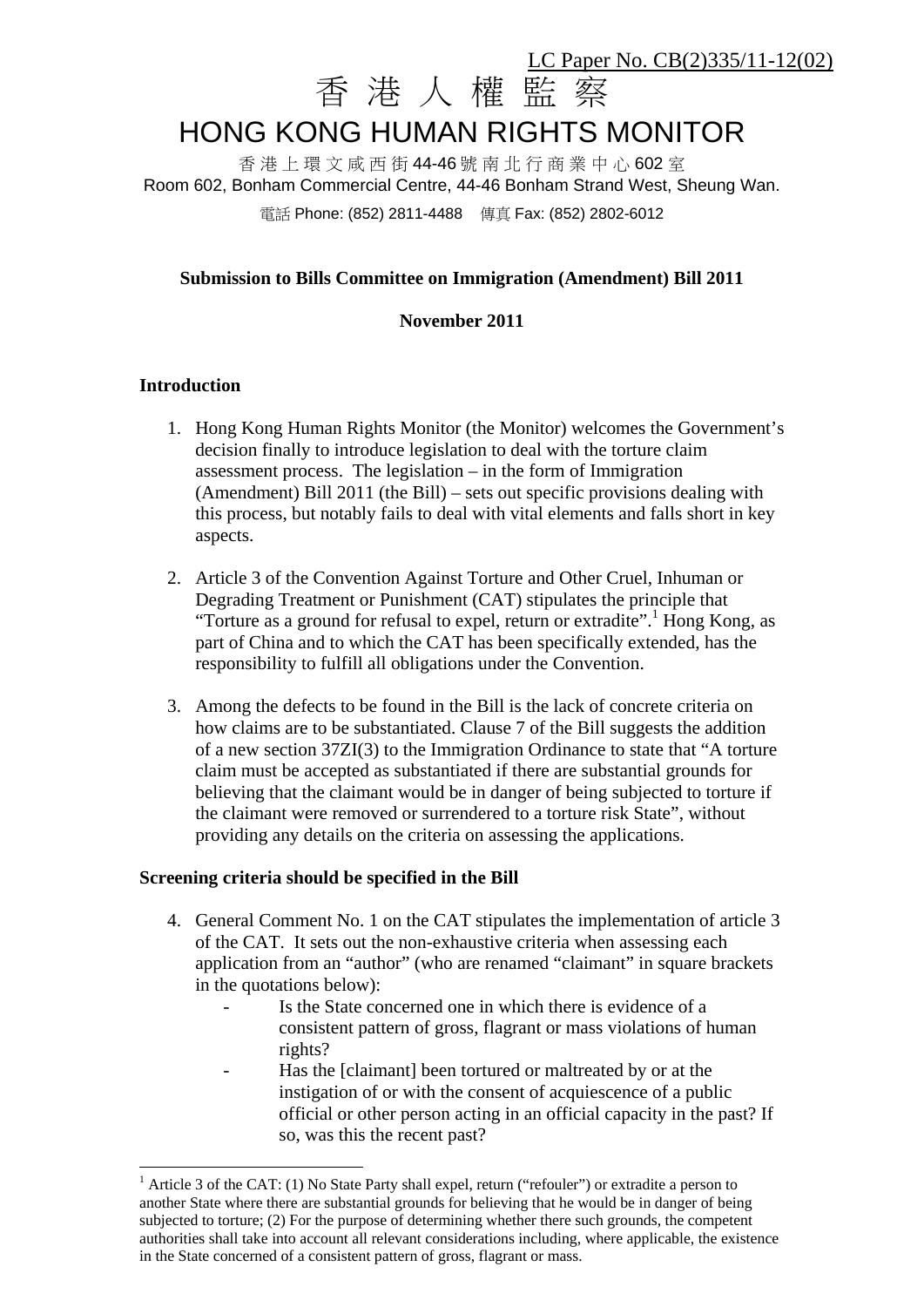LC Paper No. CB(2)335/11-12(02)

# 香 港 人 權 監 察
# HONG KONG HUMAN RIGHTS MONITOR

香 港 上 環 文 咸 西 街 44-46 號 南 北 行 商 業 中 心 602 室
Room 602, Bonham Commercial Centre, 44-46 Bonham Strand West, Sheung Wan.
電話 Phone: (852) 2811-4488 傳真 Fax: (852) 2802-6012

**Submission to Bills Committee on Immigration (Amendment) Bill 2011**

**November 2011**

## Introduction

1. Hong Kong Human Rights Monitor (the Monitor) welcomes the Government's decision finally to introduce legislation to deal with the torture claim assessment process. The legislation – in the form of Immigration (Amendment) Bill 2011 (the Bill) – sets out specific provisions dealing with this process, but notably fails to deal with vital elements and falls short in key aspects.

2. Article 3 of the Convention Against Torture and Other Cruel, Inhuman or Degrading Treatment or Punishment (CAT) stipulates the principle that "Torture as a ground for refusal to expel, return or extradite".[1] Hong Kong, as part of China and to which the CAT has been specifically extended, has the responsibility to fulfill all obligations under the Convention.

3. Among the defects to be found in the Bill is the lack of concrete criteria on how claims are to be substantiated. Clause 7 of the Bill suggests the addition of a new section 37ZI(3) to the Immigration Ordinance to state that "A torture claim must be accepted as substantiated if there are substantial grounds for believing that the claimant would be in danger of being subjected to torture if the claimant were removed or surrendered to a torture risk State", without providing any details on the criteria on assessing the applications.

## Screening criteria should be specified in the Bill

4. General Comment No. 1 on the CAT stipulates the implementation of article 3 of the CAT. It sets out the non-exhaustive criteria when assessing each application from an "author" (who are renamed "claimant" in square brackets in the quotations below):
   - Is the State concerned one in which there is evidence of a consistent pattern of gross, flagrant or mass violations of human rights?
   - Has the [claimant] been tortured or maltreated by or at the instigation of or with the consent of acquiescence of a public official or other person acting in an official capacity in the past? If so, was this the recent past?

---

[1] Article 3 of the CAT: (1) No State Party shall expel, return ("refouler") or extradite a person to another State where there are substantial grounds for believing that he would be in danger of being subjected to torture; (2) For the purpose of determining whether there such grounds, the competent authorities shall take into account all relevant considerations including, where applicable, the existence in the State concerned of a consistent pattern of gross, flagrant or mass.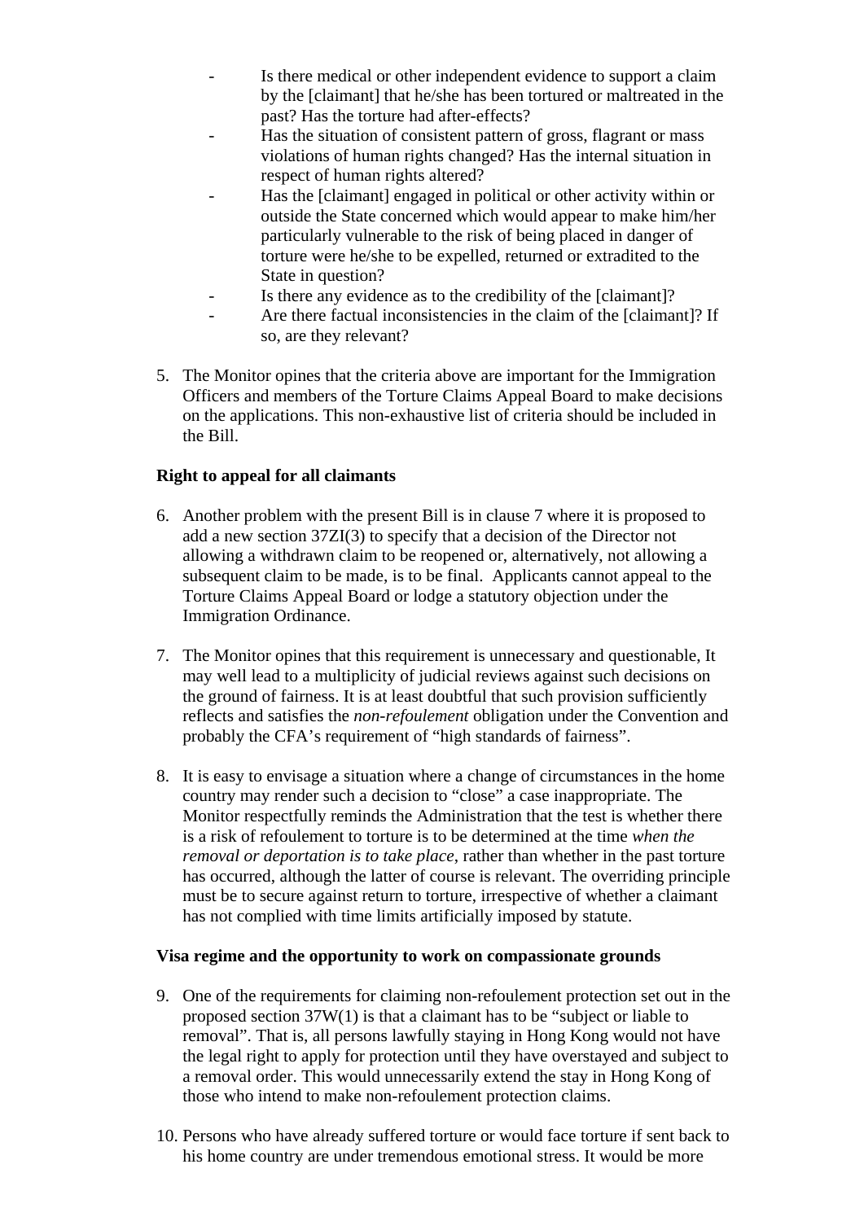- Is there medical or other independent evidence to support a claim by the [claimant] that he/she has been tortured or maltreated in the past? Has the torture had after-effects?
- Has the situation of consistent pattern of gross, flagrant or mass violations of human rights changed? Has the internal situation in respect of human rights altered?
- Has the [claimant] engaged in political or other activity within or outside the State concerned which would appear to make him/her particularly vulnerable to the risk of being placed in danger of torture were he/she to be expelled, returned or extradited to the State in question?
- Is there any evidence as to the credibility of the [claimant]?
- Are there factual inconsistencies in the claim of the [claimant]? If so, are they relevant?

5. The Monitor opines that the criteria above are important for the Immigration Officers and members of the Torture Claims Appeal Board to make decisions on the applications. This non-exhaustive list of criteria should be included in the Bill.

**Right to appeal for all claimants**

6. Another problem with the present Bill is in clause 7 where it is proposed to add a new section 37ZI(3) to specify that a decision of the Director not allowing a withdrawn claim to be reopened or, alternatively, not allowing a subsequent claim to be made, is to be final. Applicants cannot appeal to the Torture Claims Appeal Board or lodge a statutory objection under the Immigration Ordinance.

7. The Monitor opines that this requirement is unnecessary and questionable, It may well lead to a multiplicity of judicial reviews against such decisions on the ground of fairness. It is at least doubtful that such provision sufficiently reflects and satisfies the *non-refoulement* obligation under the Convention and probably the CFA's requirement of "high standards of fairness".

8. It is easy to envisage a situation where a change of circumstances in the home country may render such a decision to "close" a case inappropriate. The Monitor respectfully reminds the Administration that the test is whether there is a risk of refoulement to torture is to be determined at the time *when the removal or deportation is to take place*, rather than whether in the past torture has occurred, although the latter of course is relevant. The overriding principle must be to secure against return to torture, irrespective of whether a claimant has not complied with time limits artificially imposed by statute.

**Visa regime and the opportunity to work on compassionate grounds**

9. One of the requirements for claiming non-refoulement protection set out in the proposed section 37W(1) is that a claimant has to be "subject or liable to removal". That is, all persons lawfully staying in Hong Kong would not have the legal right to apply for protection until they have overstayed and subject to a removal order. This would unnecessarily extend the stay in Hong Kong of those who intend to make non-refoulement protection claims.

10. Persons who have already suffered torture or would face torture if sent back to his home country are under tremendous emotional stress. It would be more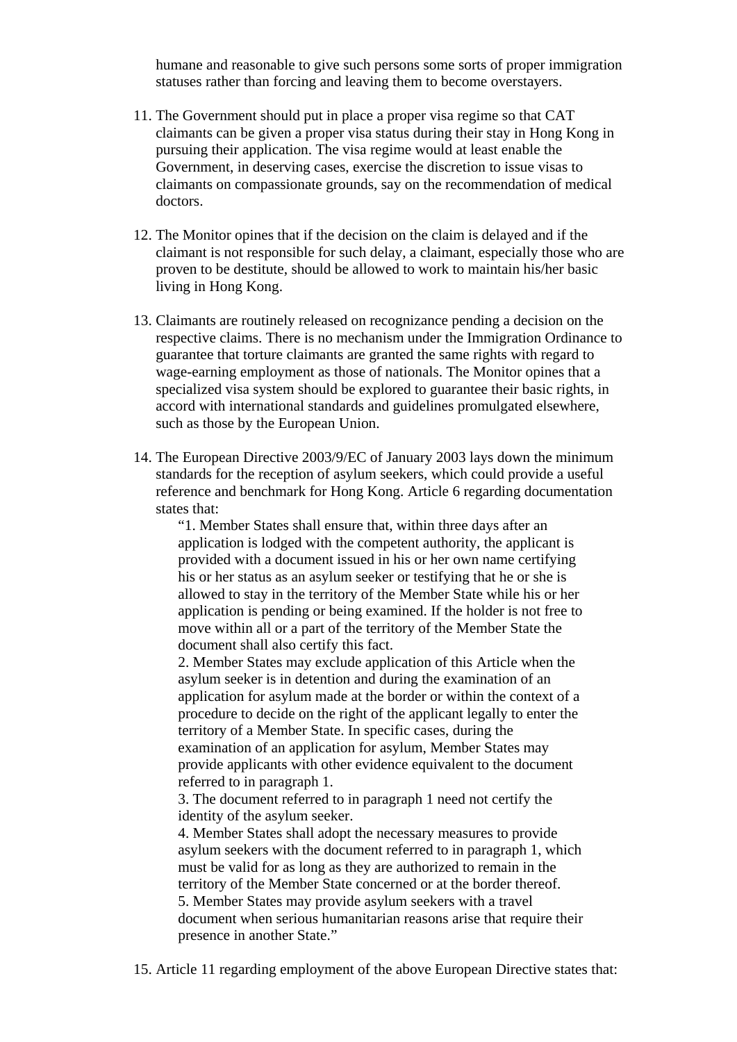humane and reasonable to give such persons some sorts of proper immigration statuses rather than forcing and leaving them to become overstayers.

11. The Government should put in place a proper visa regime so that CAT claimants can be given a proper visa status during their stay in Hong Kong in pursuing their application. The visa regime would at least enable the Government, in deserving cases, exercise the discretion to issue visas to claimants on compassionate grounds, say on the recommendation of medical doctors.

12. The Monitor opines that if the decision on the claim is delayed and if the claimant is not responsible for such delay, a claimant, especially those who are proven to be destitute, should be allowed to work to maintain his/her basic living in Hong Kong.

13. Claimants are routinely released on recognizance pending a decision on the respective claims. There is no mechanism under the Immigration Ordinance to guarantee that torture claimants are granted the same rights with regard to wage-earning employment as those of nationals. The Monitor opines that a specialized visa system should be explored to guarantee their basic rights, in accord with international standards and guidelines promulgated elsewhere, such as those by the European Union.

14. The European Directive 2003/9/EC of January 2003 lays down the minimum standards for the reception of asylum seekers, which could provide a useful reference and benchmark for Hong Kong. Article 6 regarding documentation states that:

    "1. Member States shall ensure that, within three days after an application is lodged with the competent authority, the applicant is provided with a document issued in his or her own name certifying his or her status as an asylum seeker or testifying that he or she is allowed to stay in the territory of the Member State while his or her application is pending or being examined. If the holder is not free to move within all or a part of the territory of the Member State the document shall also certify this fact.
    2. Member States may exclude application of this Article when the asylum seeker is in detention and during the examination of an application for asylum made at the border or within the context of a procedure to decide on the right of the applicant legally to enter the territory of a Member State. In specific cases, during the examination of an application for asylum, Member States may provide applicants with other evidence equivalent to the document referred to in paragraph 1.
    3. The document referred to in paragraph 1 need not certify the identity of the asylum seeker.
    4. Member States shall adopt the necessary measures to provide asylum seekers with the document referred to in paragraph 1, which must be valid for as long as they are authorized to remain in the territory of the Member State concerned or at the border thereof.
    5. Member States may provide asylum seekers with a travel document when serious humanitarian reasons arise that require their presence in another State."

15. Article 11 regarding employment of the above European Directive states that: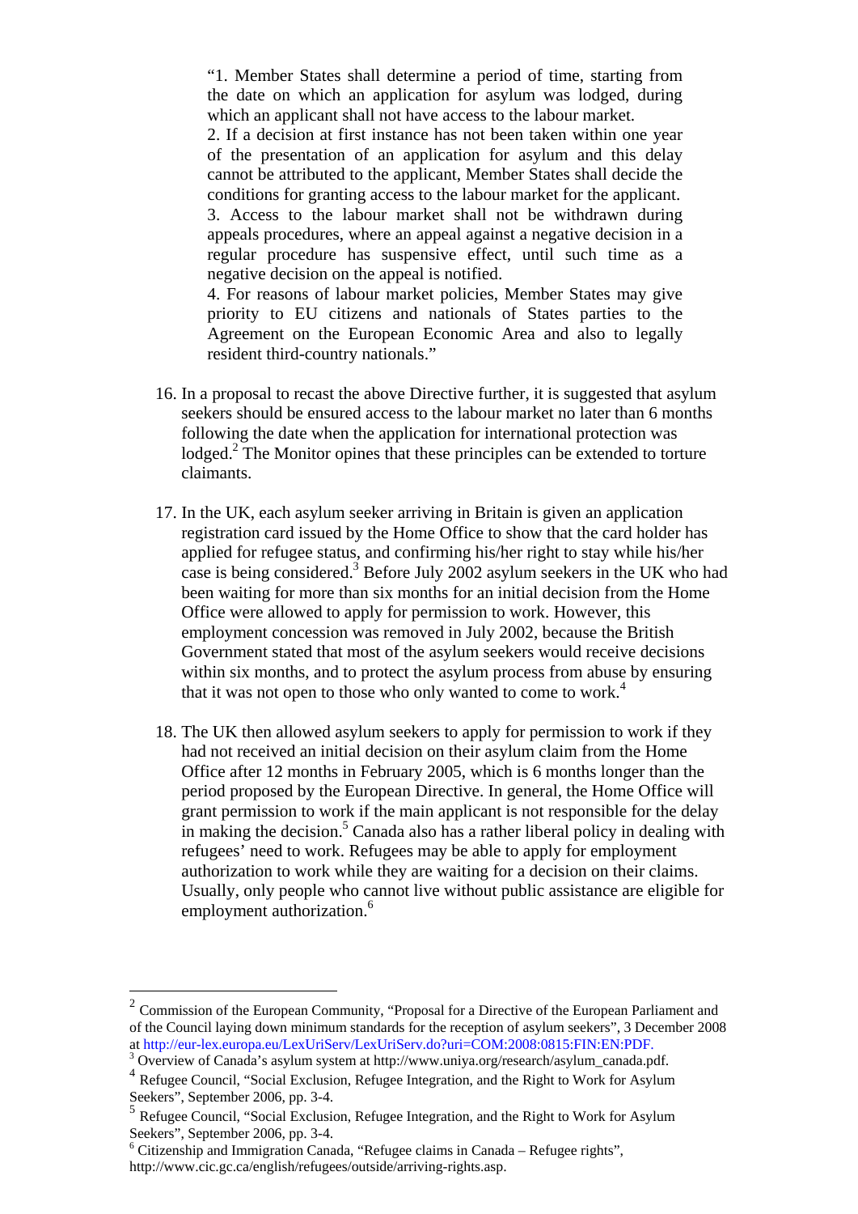"1. Member States shall determine a period of time, starting from the date on which an application for asylum was lodged, during which an applicant shall not have access to the labour market.
2. If a decision at first instance has not been taken within one year of the presentation of an application for asylum and this delay cannot be attributed to the applicant, Member States shall decide the conditions for granting access to the labour market for the applicant.
3. Access to the labour market shall not be withdrawn during appeals procedures, where an appeal against a negative decision in a regular procedure has suspensive effect, until such time as a negative decision on the appeal is notified.
4. For reasons of labour market policies, Member States may give priority to EU citizens and nationals of States parties to the Agreement on the European Economic Area and also to legally resident third-country nationals."

16. In a proposal to recast the above Directive further, it is suggested that asylum seekers should be ensured access to the labour market no later than 6 months following the date when the application for international protection was lodged.[2] The Monitor opines that these principles can be extended to torture claimants.

17. In the UK, each asylum seeker arriving in Britain is given an application registration card issued by the Home Office to show that the card holder has applied for refugee status, and confirming his/her right to stay while his/her case is being considered.[3] Before July 2002 asylum seekers in the UK who had been waiting for more than six months for an initial decision from the Home Office were allowed to apply for permission to work. However, this employment concession was removed in July 2002, because the British Government stated that most of the asylum seekers would receive decisions within six months, and to protect the asylum process from abuse by ensuring that it was not open to those who only wanted to come to work.[4]

18. The UK then allowed asylum seekers to apply for permission to work if they had not received an initial decision on their asylum claim from the Home Office after 12 months in February 2005, which is 6 months longer than the period proposed by the European Directive. In general, the Home Office will grant permission to work if the main applicant is not responsible for the delay in making the decision.[5] Canada also has a rather liberal policy in dealing with refugees' need to work. Refugees may be able to apply for employment authorization to work while they are waiting for a decision on their claims. Usually, only people who cannot live without public assistance are eligible for employment authorization.[6]

---

[2] Commission of the European Community, "Proposal for a Directive of the European Parliament and of the Council laying down minimum standards for the reception of asylum seekers", 3 December 2008 at http://eur-lex.europa.eu/LexUriServ/LexUriServ.do?uri=COM:2008:0815:FIN:EN:PDF.

[3] Overview of Canada's asylum system at http://www.uniya.org/research/asylum_canada.pdf.

[4] Refugee Council, "Social Exclusion, Refugee Integration, and the Right to Work for Asylum Seekers", September 2006, pp. 3-4.

[5] Refugee Council, "Social Exclusion, Refugee Integration, and the Right to Work for Asylum Seekers", September 2006, pp. 3-4.

[6] Citizenship and Immigration Canada, "Refugee claims in Canada – Refugee rights", http://www.cic.gc.ca/english/refugees/outside/arriving-rights.asp.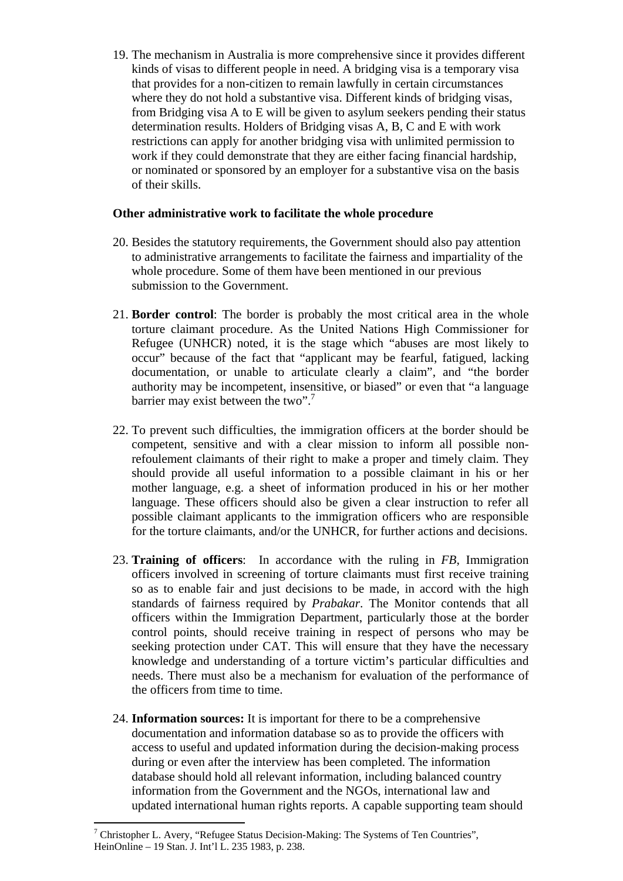19. The mechanism in Australia is more comprehensive since it provides different kinds of visas to different people in need. A bridging visa is a temporary visa that provides for a non-citizen to remain lawfully in certain circumstances where they do not hold a substantive visa. Different kinds of bridging visas, from Bridging visa A to E will be given to asylum seekers pending their status determination results. Holders of Bridging visas A, B, C and E with work restrictions can apply for another bridging visa with unlimited permission to work if they could demonstrate that they are either facing financial hardship, or nominated or sponsored by an employer for a substantive visa on the basis of their skills.

**Other administrative work to facilitate the whole procedure**

20. Besides the statutory requirements, the Government should also pay attention to administrative arrangements to facilitate the fairness and impartiality of the whole procedure. Some of them have been mentioned in our previous submission to the Government.

21. **Border control**: The border is probably the most critical area in the whole torture claimant procedure. As the United Nations High Commissioner for Refugee (UNHCR) noted, it is the stage which "abuses are most likely to occur" because of the fact that "applicant may be fearful, fatigued, lacking documentation, or unable to articulate clearly a claim", and "the border authority may be incompetent, insensitive, or biased" or even that "a language barrier may exist between the two".[7]

22. To prevent such difficulties, the immigration officers at the border should be competent, sensitive and with a clear mission to inform all possible non-refoulement claimants of their right to make a proper and timely claim. They should provide all useful information to a possible claimant in his or her mother language, e.g. a sheet of information produced in his or her mother language. These officers should also be given a clear instruction to refer all possible claimant applicants to the immigration officers who are responsible for the torture claimants, and/or the UNHCR, for further actions and decisions.

23. **Training of officers**: In accordance with the ruling in *FB*, Immigration officers involved in screening of torture claimants must first receive training so as to enable fair and just decisions to be made, in accord with the high standards of fairness required by *Prabakar*. The Monitor contends that all officers within the Immigration Department, particularly those at the border control points, should receive training in respect of persons who may be seeking protection under CAT. This will ensure that they have the necessary knowledge and understanding of a torture victim's particular difficulties and needs. There must also be a mechanism for evaluation of the performance of the officers from time to time.

24. **Information sources:** It is important for there to be a comprehensive documentation and information database so as to provide the officers with access to useful and updated information during the decision-making process during or even after the interview has been completed. The information database should hold all relevant information, including balanced country information from the Government and the NGOs, international law and updated international human rights reports. A capable supporting team should

[7] Christopher L. Avery, "Refugee Status Decision-Making: The Systems of Ten Countries", HeinOnline – 19 Stan. J. Int'l L. 235 1983, p. 238.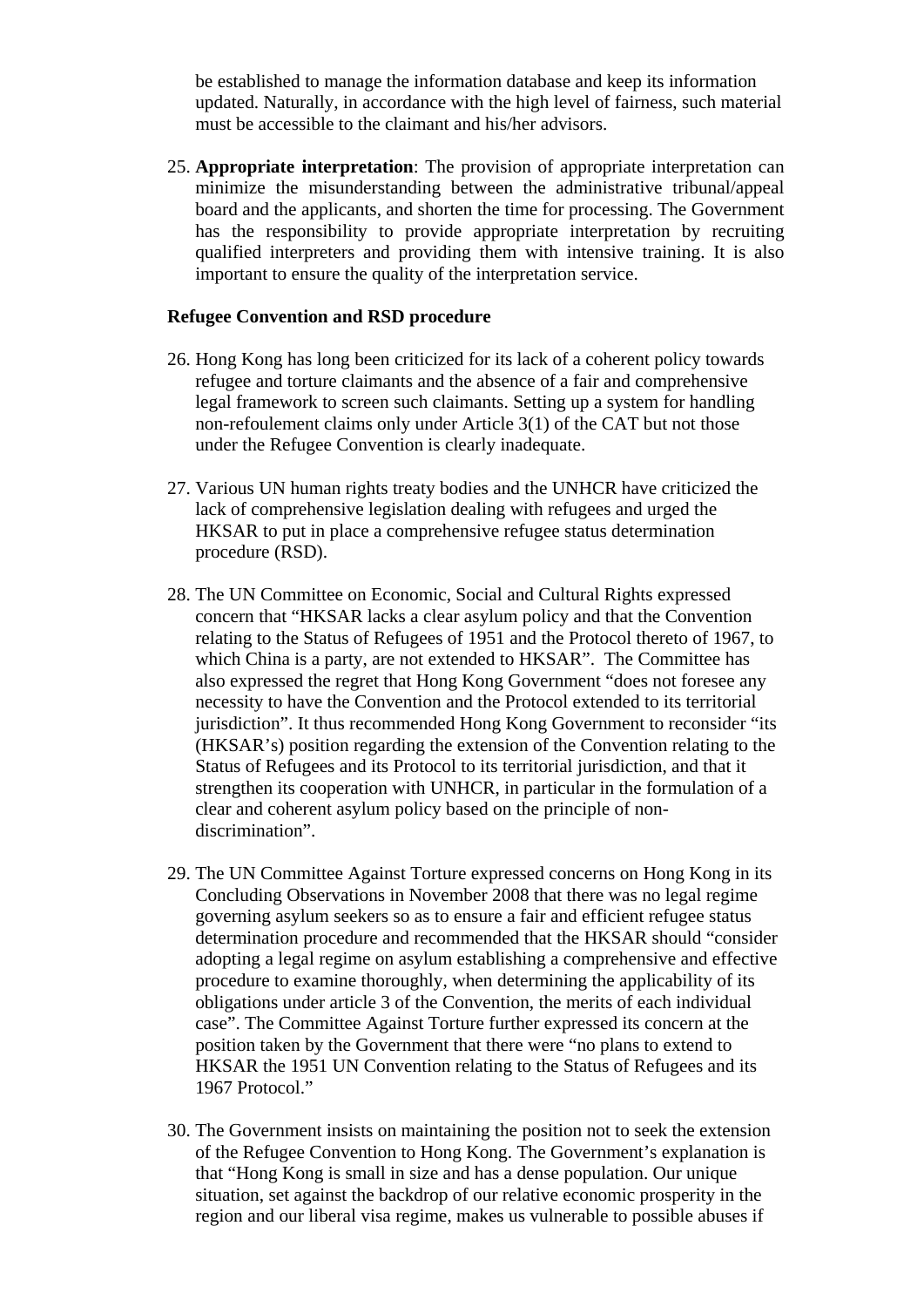be established to manage the information database and keep its information updated. Naturally, in accordance with the high level of fairness, such material must be accessible to the claimant and his/her advisors.

25. **Appropriate interpretation**: The provision of appropriate interpretation can minimize the misunderstanding between the administrative tribunal/appeal board and the applicants, and shorten the time for processing. The Government has the responsibility to provide appropriate interpretation by recruiting qualified interpreters and providing them with intensive training. It is also important to ensure the quality of the interpretation service.

**Refugee Convention and RSD procedure**

26. Hong Kong has long been criticized for its lack of a coherent policy towards refugee and torture claimants and the absence of a fair and comprehensive legal framework to screen such claimants. Setting up a system for handling non-refoulement claims only under Article 3(1) of the CAT but not those under the Refugee Convention is clearly inadequate.

27. Various UN human rights treaty bodies and the UNHCR have criticized the lack of comprehensive legislation dealing with refugees and urged the HKSAR to put in place a comprehensive refugee status determination procedure (RSD).

28. The UN Committee on Economic, Social and Cultural Rights expressed concern that "HKSAR lacks a clear asylum policy and that the Convention relating to the Status of Refugees of 1951 and the Protocol thereto of 1967, to which China is a party, are not extended to HKSAR". The Committee has also expressed the regret that Hong Kong Government "does not foresee any necessity to have the Convention and the Protocol extended to its territorial jurisdiction". It thus recommended Hong Kong Government to reconsider "its (HKSAR's) position regarding the extension of the Convention relating to the Status of Refugees and its Protocol to its territorial jurisdiction, and that it strengthen its cooperation with UNHCR, in particular in the formulation of a clear and coherent asylum policy based on the principle of non-discrimination".

29. The UN Committee Against Torture expressed concerns on Hong Kong in its Concluding Observations in November 2008 that there was no legal regime governing asylum seekers so as to ensure a fair and efficient refugee status determination procedure and recommended that the HKSAR should "consider adopting a legal regime on asylum establishing a comprehensive and effective procedure to examine thoroughly, when determining the applicability of its obligations under article 3 of the Convention, the merits of each individual case". The Committee Against Torture further expressed its concern at the position taken by the Government that there were "no plans to extend to HKSAR the 1951 UN Convention relating to the Status of Refugees and its 1967 Protocol."

30. The Government insists on maintaining the position not to seek the extension of the Refugee Convention to Hong Kong. The Government's explanation is that "Hong Kong is small in size and has a dense population. Our unique situation, set against the backdrop of our relative economic prosperity in the region and our liberal visa regime, makes us vulnerable to possible abuses if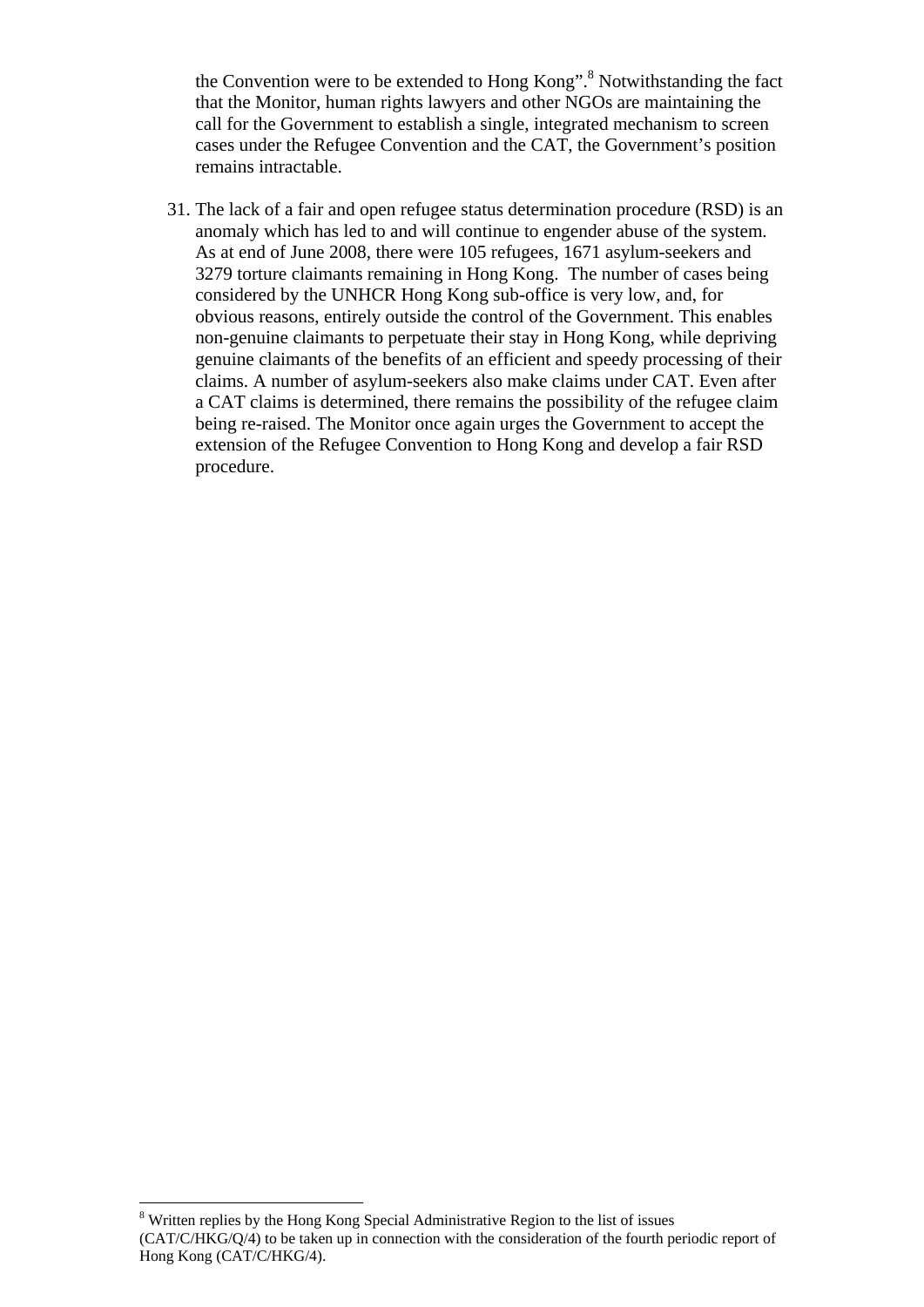the Convention were to be extended to Hong Kong".[8] Notwithstanding the fact that the Monitor, human rights lawyers and other NGOs are maintaining the call for the Government to establish a single, integrated mechanism to screen cases under the Refugee Convention and the CAT, the Government's position remains intractable.

31. The lack of a fair and open refugee status determination procedure (RSD) is an anomaly which has led to and will continue to engender abuse of the system. As at end of June 2008, there were 105 refugees, 1671 asylum-seekers and 3279 torture claimants remaining in Hong Kong. The number of cases being considered by the UNHCR Hong Kong sub-office is very low, and, for obvious reasons, entirely outside the control of the Government. This enables non-genuine claimants to perpetuate their stay in Hong Kong, while depriving genuine claimants of the benefits of an efficient and speedy processing of their claims. A number of asylum-seekers also make claims under CAT. Even after a CAT claims is determined, there remains the possibility of the refugee claim being re-raised. The Monitor once again urges the Government to accept the extension of the Refugee Convention to Hong Kong and develop a fair RSD procedure.

[8] Written replies by the Hong Kong Special Administrative Region to the list of issues (CAT/C/HKG/Q/4) to be taken up in connection with the consideration of the fourth periodic report of Hong Kong (CAT/C/HKG/4).